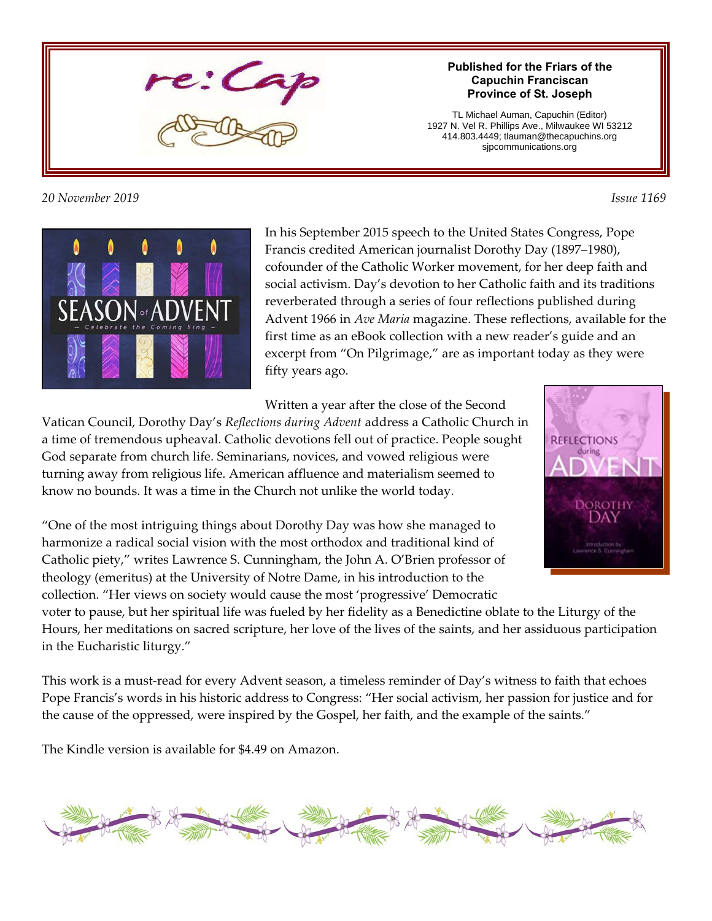# re:Cap

**Published for the Friars of the Capuchin Franciscan Province of St. Joseph**

TL Michael Auman, Capuchin (Editor)
1927 N. Vel R. Phillips Ave., Milwaukee WI 53212
414.803.4449; tlauman@thecapuchins.org
sjpcommunications.org

*20 November 2019* *Issue 1169*

In his September 2015 speech to the United States Congress, Pope Francis credited American journalist Dorothy Day (1897–1980), cofounder of the Catholic Worker movement, for her deep faith and social activism. Day's devotion to her Catholic faith and its traditions reverberated through a series of four reflections published during Advent 1966 in *Ave Maria* magazine. These reflections, available for the first time as an eBook collection with a new reader's guide and an excerpt from "On Pilgrimage," are as important today as they were fifty years ago.

Written a year after the close of the Second Vatican Council, Dorothy Day's *Reflections during Advent* address a Catholic Church in a time of tremendous upheaval. Catholic devotions fell out of practice. People sought God separate from church life. Seminarians, novices, and vowed religious were turning away from religious life. American affluence and materialism seemed to know no bounds. It was a time in the Church not unlike the world today.

"One of the most intriguing things about Dorothy Day was how she managed to harmonize a radical social vision with the most orthodox and traditional kind of Catholic piety," writes Lawrence S. Cunningham, the John A. O'Brien professor of theology (emeritus) at the University of Notre Dame, in his introduction to the collection. "Her views on society would cause the most 'progressive' Democratic voter to pause, but her spiritual life was fueled by her fidelity as a Benedictine oblate to the Liturgy of the Hours, her meditations on sacred scripture, her love of the lives of the saints, and her assiduous participation in the Eucharistic liturgy."

This work is a must-read for every Advent season, a timeless reminder of Day's witness to faith that echoes Pope Francis's words in his historic address to Congress: "Her social activism, her passion for justice and for the cause of the oppressed, were inspired by the Gospel, her faith, and the example of the saints."

The Kindle version is available for $4.49 on Amazon.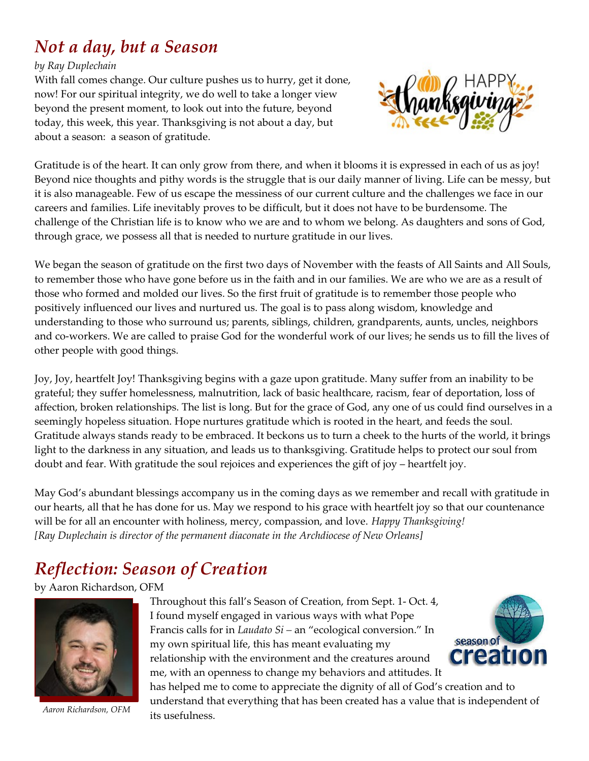## *Not a day, but a Season*

*by Ray Duplechain*

With fall comes change. Our culture pushes us to hurry, get it done, now! For our spiritual integrity, we do well to take a longer view beyond the present moment, to look out into the future, beyond today, this week, this year. Thanksgiving is not about a day, but about a season: a season of gratitude.

Gratitude is of the heart. It can only grow from there, and when it blooms it is expressed in each of us as joy! Beyond nice thoughts and pithy words is the struggle that is our daily manner of living. Life can be messy, but it is also manageable. Few of us escape the messiness of our current culture and the challenges we face in our careers and families. Life inevitably proves to be difficult, but it does not have to be burdensome. The challenge of the Christian life is to know who we are and to whom we belong. As daughters and sons of God, through grace, we possess all that is needed to nurture gratitude in our lives.

We began the season of gratitude on the first two days of November with the feasts of All Saints and All Souls, to remember those who have gone before us in the faith and in our families. We are who we are as a result of those who formed and molded our lives. So the first fruit of gratitude is to remember those people who positively influenced our lives and nurtured us. The goal is to pass along wisdom, knowledge and understanding to those who surround us; parents, siblings, children, grandparents, aunts, uncles, neighbors and co-workers. We are called to praise God for the wonderful work of our lives; he sends us to fill the lives of other people with good things.

Joy, Joy, heartfelt Joy! Thanksgiving begins with a gaze upon gratitude. Many suffer from an inability to be grateful; they suffer homelessness, malnutrition, lack of basic healthcare, racism, fear of deportation, loss of affection, broken relationships. The list is long. But for the grace of God, any one of us could find ourselves in a seemingly hopeless situation. Hope nurtures gratitude which is rooted in the heart, and feeds the soul. Gratitude always stands ready to be embraced. It beckons us to turn a cheek to the hurts of the world, it brings light to the darkness in any situation, and leads us to thanksgiving. Gratitude helps to protect our soul from doubt and fear. With gratitude the soul rejoices and experiences the gift of joy – heartfelt joy.

May God's abundant blessings accompany us in the coming days as we remember and recall with gratitude in our hearts, all that he has done for us. May we respond to his grace with heartfelt joy so that our countenance will be for all an encounter with holiness, mercy, compassion, and love. *Happy Thanksgiving!*
*[Ray Duplechain is director of the permanent diaconate in the Archdiocese of New Orleans]*

## *Reflection: Season of Creation*

by Aaron Richardson, OFM

*Aaron Richardson, OFM*

Throughout this fall's Season of Creation, from Sept. 1- Oct. 4, I found myself engaged in various ways with what Pope Francis calls for in *Laudato Si* – an "ecological conversion." In my own spiritual life, this has meant evaluating my relationship with the environment and the creatures around me, with an openness to change my behaviors and attitudes. It has helped me to come to appreciate the dignity of all of God's creation and to understand that everything that has been created has a value that is independent of its usefulness.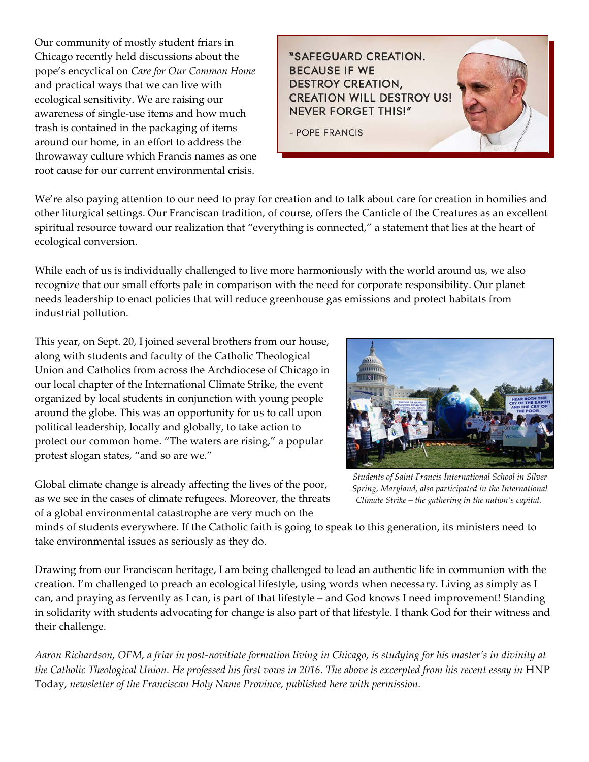Our community of mostly student friars in Chicago recently held discussions about the pope's encyclical on *Care for Our Common Home* and practical ways that we can live with ecological sensitivity. We are raising our awareness of single-use items and how much trash is contained in the packaging of items around our home, in an effort to address the throwaway culture which Francis names as one root cause for our current environmental crisis.

"SAFEGUARD CREATION. BECAUSE IF WE DESTROY CREATION, CREATION WILL DESTROY US! NEVER FORGET THIS!"

- POPE FRANCIS

We're also paying attention to our need to pray for creation and to talk about care for creation in homilies and other liturgical settings. Our Franciscan tradition, of course, offers the Canticle of the Creatures as an excellent spiritual resource toward our realization that "everything is connected," a statement that lies at the heart of ecological conversion.

While each of us is individually challenged to live more harmoniously with the world around us, we also recognize that our small efforts pale in comparison with the need for corporate responsibility. Our planet needs leadership to enact policies that will reduce greenhouse gas emissions and protect habitats from industrial pollution.

This year, on Sept. 20, I joined several brothers from our house, along with students and faculty of the Catholic Theological Union and Catholics from across the Archdiocese of Chicago in our local chapter of the International Climate Strike, the event organized by local students in conjunction with young people around the globe. This was an opportunity for us to call upon political leadership, locally and globally, to take action to protect our common home. "The waters are rising," a popular protest slogan states, "and so are we."

*Students of Saint Francis International School in Silver Spring, Maryland, also participated in the International Climate Strike – the gathering in the nation's capital.*

Global climate change is already affecting the lives of the poor, as we see in the cases of climate refugees. Moreover, the threats of a global environmental catastrophe are very much on the minds of students everywhere. If the Catholic faith is going to speak to this generation, its ministers need to take environmental issues as seriously as they do.

Drawing from our Franciscan heritage, I am being challenged to lead an authentic life in communion with the creation. I'm challenged to preach an ecological lifestyle, using words when necessary. Living as simply as I can, and praying as fervently as I can, is part of that lifestyle – and God knows I need improvement! Standing in solidarity with students advocating for change is also part of that lifestyle. I thank God for their witness and their challenge.

*Aaron Richardson, OFM, a friar in post-novitiate formation living in Chicago, is studying for his master's in divinity at the Catholic Theological Union. He professed his first vows in 2016. The above is excerpted from his recent essay in* HNP Today, *newsletter of the Franciscan Holy Name Province, published here with permission.*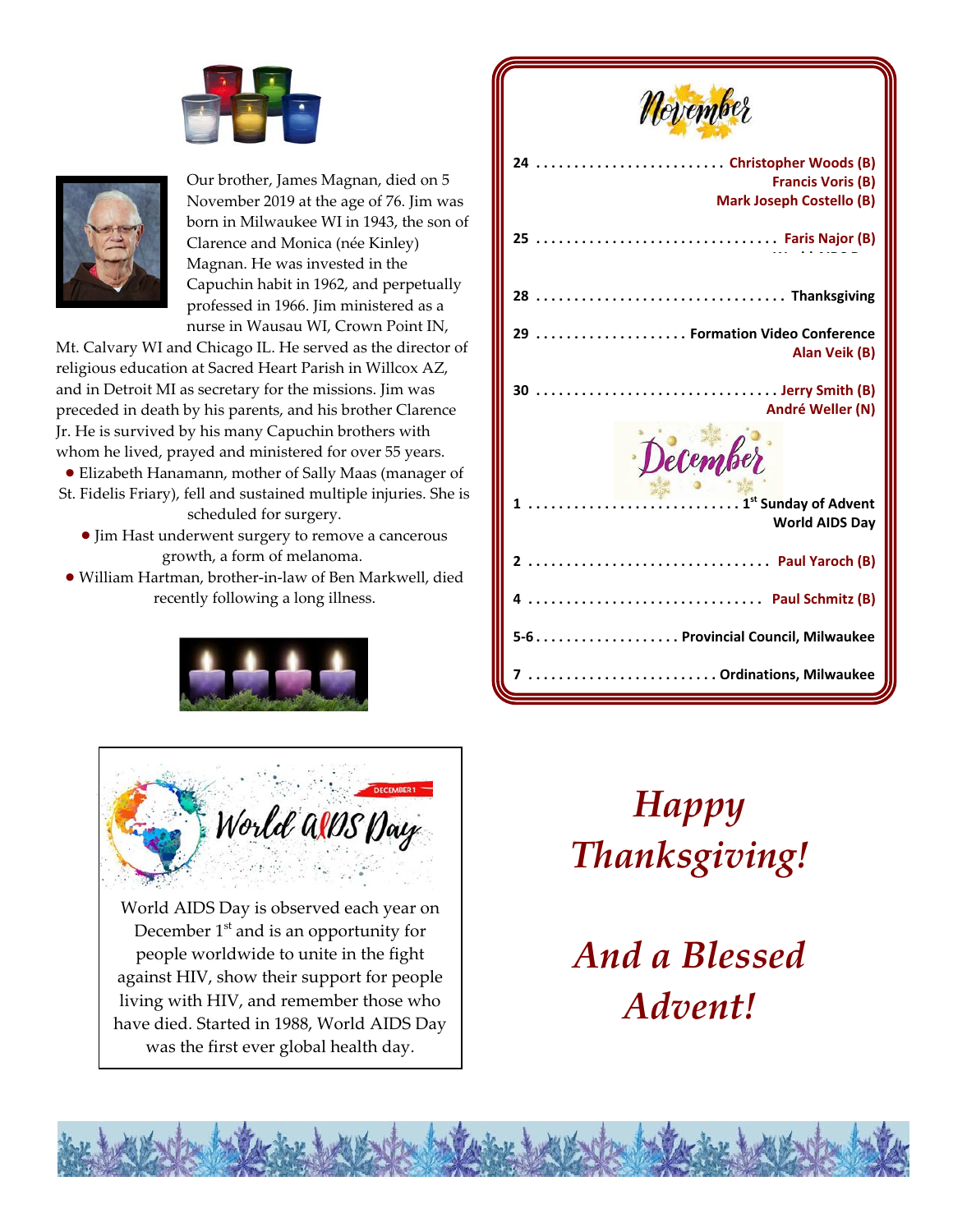Our brother, James Magnan, died on 5 November 2019 at the age of 76. Jim was born in Milwaukee WI in 1943, the son of Clarence and Monica (née Kinley) Magnan. He was invested in the Capuchin habit in 1962, and perpetually professed in 1966. Jim ministered as a nurse in Wausau WI, Crown Point IN, Mt. Calvary WI and Chicago IL. He served as the director of religious education at Sacred Heart Parish in Willcox AZ, and in Detroit MI as secretary for the missions. Jim was preceded in death by his parents, and his brother Clarence Jr. He is survived by his many Capuchin brothers with whom he lived, prayed and ministered for over 55 years.

- Elizabeth Hanamann, mother of Sally Maas (manager of St. Fidelis Friary), fell and sustained multiple injuries. She is scheduled for surgery.
- Jim Hast underwent surgery to remove a cancerous growth, a form of melanoma.
- William Hartman, brother-in-law of Ben Markwell, died recently following a long illness.

## November

**24** . . . . . . . . . . . . . . . . . . . . . . . . . **Christopher Woods (B)**
**Francis Voris (B)**
**Mark Joseph Costello (B)**

**25** . . . . . . . . . . . . . . . . . . . . . . . . . . . . . . . . **Faris Najor (B)**

**28** . . . . . . . . . . . . . . . . . . . . . . . . . . . . . . . . . **Thanksgiving**

**29** . . . . . . . . . . . . . . . . . . . . **Formation Video Conference**
**Alan Veik (B)**

**30** . . . . . . . . . . . . . . . . . . . . . . . . . . . . . . . . **Jerry Smith (B)**
**André Weller (N)**

## December

**1** . . . . . . . . . . . . . . . . . . . . . . . . . . . . **1st Sunday of Advent**
**World AIDS Day**

**2** . . . . . . . . . . . . . . . . . . . . . . . . . . . . . . . **Paul Yaroch (B)**

**4** . . . . . . . . . . . . . . . . . . . . . . . . . . . . . . **Paul Schmitz (B)**

**5-6** . . . . . . . . . . . . . . . . . . . **Provincial Council, Milwaukee**

**7** . . . . . . . . . . . . . . . . . . . . . . . . . **Ordinations, Milwaukee**

## World AIDS Day

DECEMBER 1

World AIDS Day is observed each year on December 1st and is an opportunity for people worldwide to unite in the fight against HIV, show their support for people living with HIV, and remember those who have died. Started in 1988, World AIDS Day was the first ever global health day.

# *Happy Thanksgiving!*

# *And a Blessed Advent!*